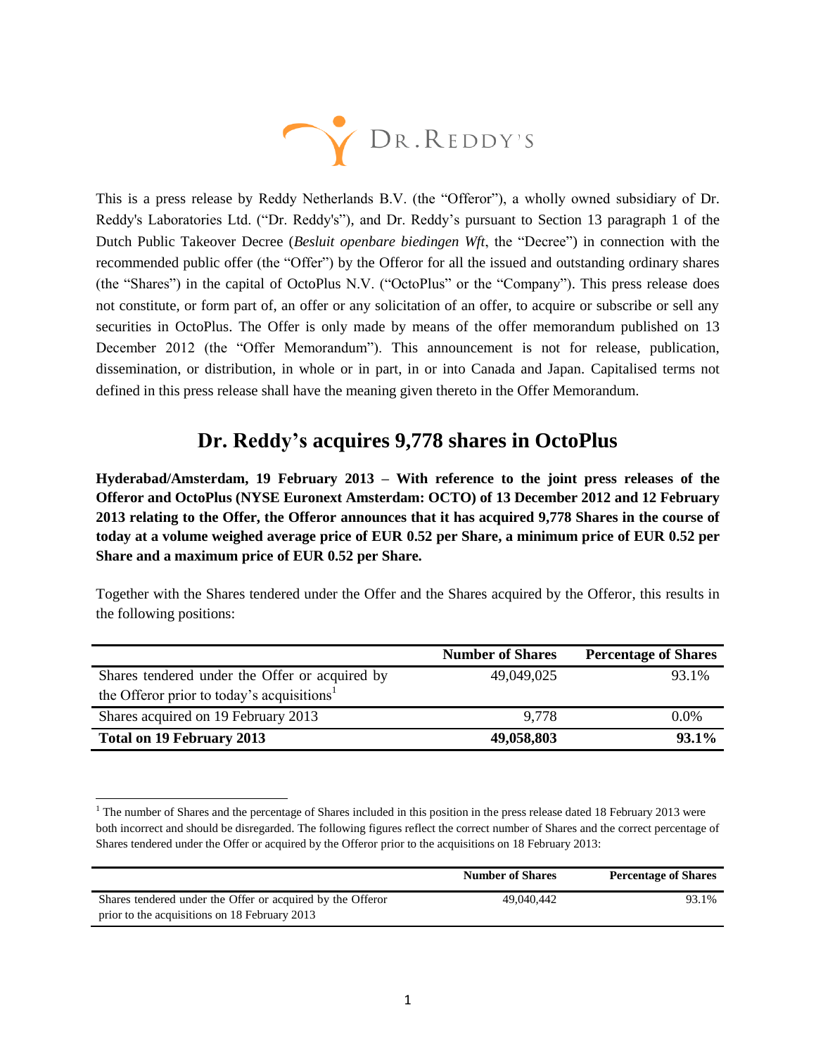This is a press release by Reddy Netherlands B.V. (the "Offeror"), a wholly owned subsidiary of Dr. Reddy's Laboratories Ltd. ("Dr. Reddy's"), and Dr. Reddy's pursuant to Section 13 paragraph 1 of the Dutch Public Takeover Decree (*Besluit openbare biedingen Wft*, the "Decree") in connection with the recommended public offer (the "Offer") by the Offeror for all the issued and outstanding ordinary shares (the "Shares") in the capital of OctoPlus N.V. ("OctoPlus" or the "Company"). This press release does not constitute, or form part of, an offer or any solicitation of an offer, to acquire or subscribe or sell any securities in OctoPlus. The Offer is only made by means of the offer memorandum published on 13 December 2012 (the "Offer Memorandum"). This announcement is not for release, publication, dissemination, or distribution, in whole or in part, in or into Canada and Japan. Capitalised terms not defined in this press release shall have the meaning given thereto in the Offer Memorandum.

# Dr. Reddy's acquires 9,778 shares in OctoPlus

**Hyderabad/Amsterdam, 19 February 2013 – With reference to the joint press releases of the Offeror and OctoPlus (NYSE Euronext Amsterdam: OCTO) of 13 December 2012 and 12 February 2013 relating to the Offer, the Offeror announces that it has acquired 9,778 Shares in the course of today at a volume weighed average price of EUR 0.52 per Share, a minimum price of EUR 0.52 per Share and a maximum price of EUR 0.52 per Share.**

Together with the Shares tendered under the Offer and the Shares acquired by the Offeror, this results in the following positions:

| | Number of Shares | Percentage of Shares |
|---|---|---|
| Shares tendered under the Offer or acquired by the Offeror prior to today's acquisitions[1] | 49,049,025 | 93.1% |
| Shares acquired on 19 February 2013 | 9,778 | 0.0% |
| **Total on 19 February 2013** | **49,058,803** | **93.1%** |

[1] The number of Shares and the percentage of Shares included in this position in the press release dated 18 February 2013 were both incorrect and should be disregarded. The following figures reflect the correct number of Shares and the correct percentage of Shares tendered under the Offer or acquired by the Offeror prior to the acquisitions on 18 February 2013:

| | Number of Shares | Percentage of Shares |
|---|---|---|
| Shares tendered under the Offer or acquired by the Offeror prior to the acquisitions on 18 February 2013 | 49,040,442 | 93.1% |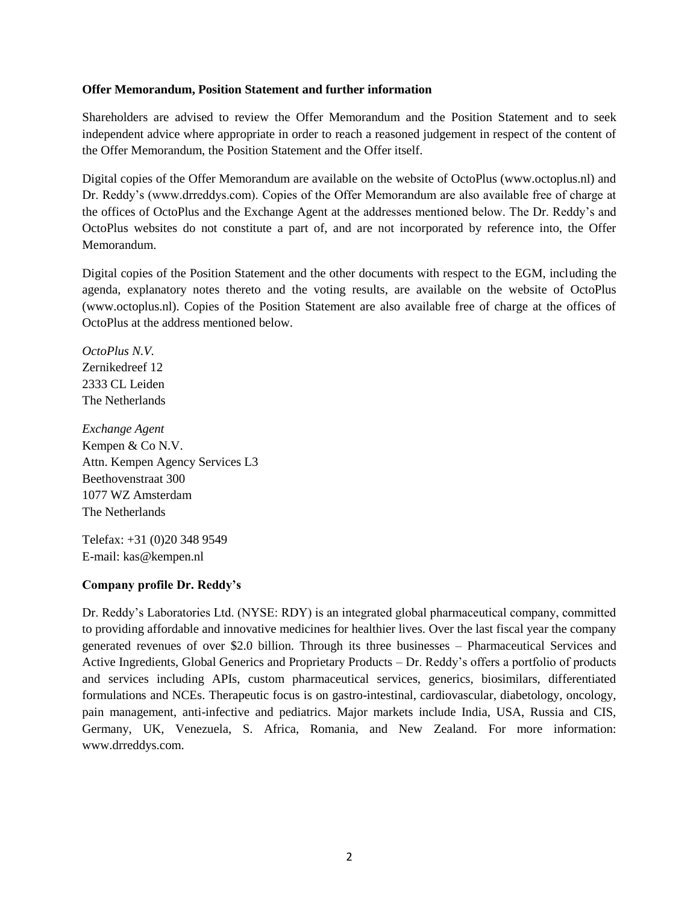**Offer Memorandum, Position Statement and further information**

Shareholders are advised to review the Offer Memorandum and the Position Statement and to seek independent advice where appropriate in order to reach a reasoned judgement in respect of the content of the Offer Memorandum, the Position Statement and the Offer itself.

Digital copies of the Offer Memorandum are available on the website of OctoPlus (www.octoplus.nl) and Dr. Reddy's (www.drreddys.com). Copies of the Offer Memorandum are also available free of charge at the offices of OctoPlus and the Exchange Agent at the addresses mentioned below. The Dr. Reddy's and OctoPlus websites do not constitute a part of, and are not incorporated by reference into, the Offer Memorandum.

Digital copies of the Position Statement and the other documents with respect to the EGM, including the agenda, explanatory notes thereto and the voting results, are available on the website of OctoPlus (www.octoplus.nl). Copies of the Position Statement are also available free of charge at the offices of OctoPlus at the address mentioned below.

*OctoPlus N.V.*
Zernikedreef 12
2333 CL Leiden
The Netherlands

*Exchange Agent*
Kempen & Co N.V.
Attn. Kempen Agency Services L3
Beethovenstraat 300
1077 WZ Amsterdam
The Netherlands

Telefax: +31 (0)20 348 9549
E-mail: kas@kempen.nl

**Company profile Dr. Reddy's**

Dr. Reddy's Laboratories Ltd. (NYSE: RDY) is an integrated global pharmaceutical company, committed to providing affordable and innovative medicines for healthier lives. Over the last fiscal year the company generated revenues of over $2.0 billion. Through its three businesses – Pharmaceutical Services and Active Ingredients, Global Generics and Proprietary Products – Dr. Reddy's offers a portfolio of products and services including APIs, custom pharmaceutical services, generics, biosimilars, differentiated formulations and NCEs. Therapeutic focus is on gastro-intestinal, cardiovascular, diabetology, oncology, pain management, anti-infective and pediatrics. Major markets include India, USA, Russia and CIS, Germany, UK, Venezuela, S. Africa, Romania, and New Zealand. For more information: www.drreddys.com.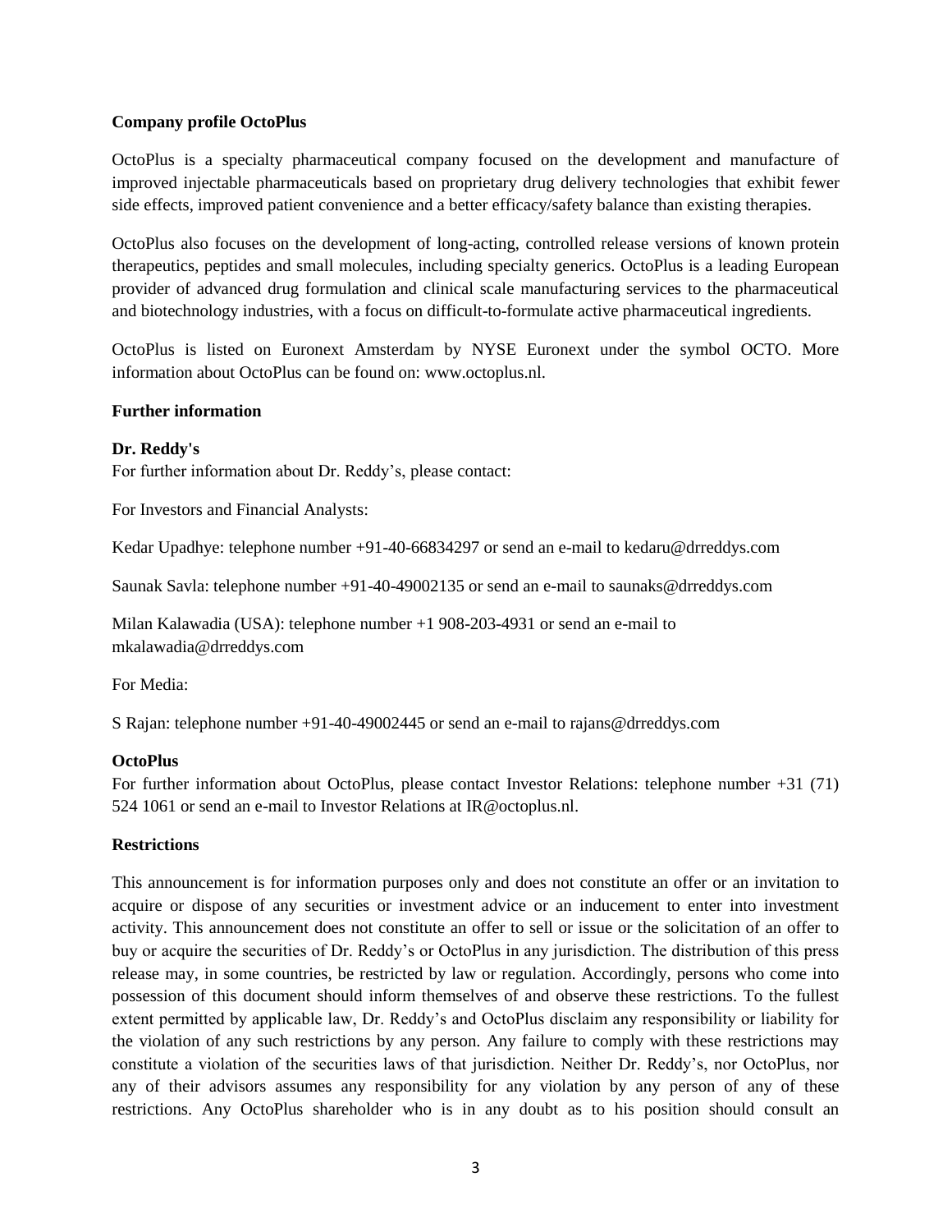**Company profile OctoPlus**

OctoPlus is a specialty pharmaceutical company focused on the development and manufacture of improved injectable pharmaceuticals based on proprietary drug delivery technologies that exhibit fewer side effects, improved patient convenience and a better efficacy/safety balance than existing therapies.

OctoPlus also focuses on the development of long-acting, controlled release versions of known protein therapeutics, peptides and small molecules, including specialty generics. OctoPlus is a leading European provider of advanced drug formulation and clinical scale manufacturing services to the pharmaceutical and biotechnology industries, with a focus on difficult-to-formulate active pharmaceutical ingredients.

OctoPlus is listed on Euronext Amsterdam by NYSE Euronext under the symbol OCTO. More information about OctoPlus can be found on: www.octoplus.nl.

**Further information**

**Dr. Reddy's**
For further information about Dr. Reddy's, please contact:

For Investors and Financial Analysts:

Kedar Upadhye: telephone number +91-40-66834297 or send an e-mail to kedaru@drreddys.com

Saunak Savla: telephone number +91-40-49002135 or send an e-mail to saunaks@drreddys.com

Milan Kalawadia (USA): telephone number +1 908-203-4931 or send an e-mail to mkalawadia@drreddys.com

For Media:

S Rajan: telephone number +91-40-49002445 or send an e-mail to rajans@drreddys.com

**OctoPlus**
For further information about OctoPlus, please contact Investor Relations: telephone number +31 (71) 524 1061 or send an e-mail to Investor Relations at IR@octoplus.nl.

**Restrictions**

This announcement is for information purposes only and does not constitute an offer or an invitation to acquire or dispose of any securities or investment advice or an inducement to enter into investment activity. This announcement does not constitute an offer to sell or issue or the solicitation of an offer to buy or acquire the securities of Dr. Reddy's or OctoPlus in any jurisdiction. The distribution of this press release may, in some countries, be restricted by law or regulation. Accordingly, persons who come into possession of this document should inform themselves of and observe these restrictions. To the fullest extent permitted by applicable law, Dr. Reddy's and OctoPlus disclaim any responsibility or liability for the violation of any such restrictions by any person. Any failure to comply with these restrictions may constitute a violation of the securities laws of that jurisdiction. Neither Dr. Reddy's, nor OctoPlus, nor any of their advisors assumes any responsibility for any violation by any person of any of these restrictions. Any OctoPlus shareholder who is in any doubt as to his position should consult an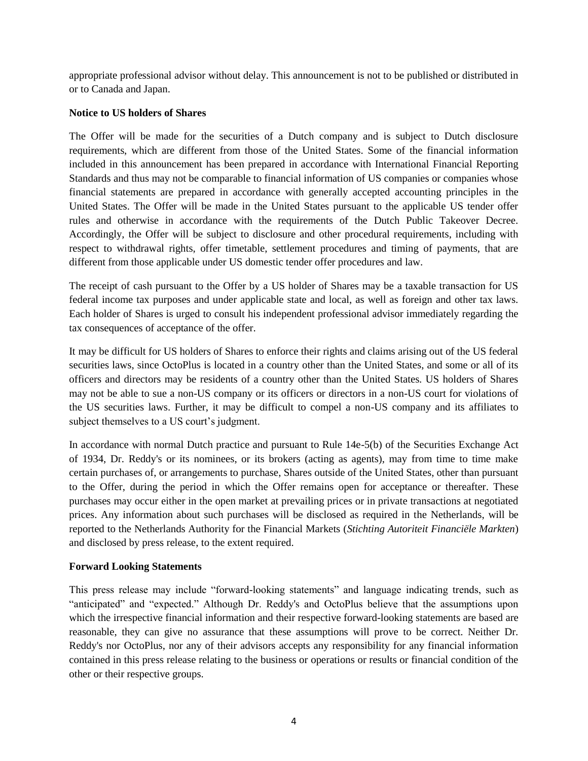appropriate professional advisor without delay. This announcement is not to be published or distributed in or to Canada and Japan.

**Notice to US holders of Shares**

The Offer will be made for the securities of a Dutch company and is subject to Dutch disclosure requirements, which are different from those of the United States. Some of the financial information included in this announcement has been prepared in accordance with International Financial Reporting Standards and thus may not be comparable to financial information of US companies or companies whose financial statements are prepared in accordance with generally accepted accounting principles in the United States. The Offer will be made in the United States pursuant to the applicable US tender offer rules and otherwise in accordance with the requirements of the Dutch Public Takeover Decree. Accordingly, the Offer will be subject to disclosure and other procedural requirements, including with respect to withdrawal rights, offer timetable, settlement procedures and timing of payments, that are different from those applicable under US domestic tender offer procedures and law.

The receipt of cash pursuant to the Offer by a US holder of Shares may be a taxable transaction for US federal income tax purposes and under applicable state and local, as well as foreign and other tax laws. Each holder of Shares is urged to consult his independent professional advisor immediately regarding the tax consequences of acceptance of the offer.

It may be difficult for US holders of Shares to enforce their rights and claims arising out of the US federal securities laws, since OctoPlus is located in a country other than the United States, and some or all of its officers and directors may be residents of a country other than the United States. US holders of Shares may not be able to sue a non-US company or its officers or directors in a non-US court for violations of the US securities laws. Further, it may be difficult to compel a non-US company and its affiliates to subject themselves to a US court's judgment.

In accordance with normal Dutch practice and pursuant to Rule 14e-5(b) of the Securities Exchange Act of 1934, Dr. Reddy's or its nominees, or its brokers (acting as agents), may from time to time make certain purchases of, or arrangements to purchase, Shares outside of the United States, other than pursuant to the Offer, during the period in which the Offer remains open for acceptance or thereafter. These purchases may occur either in the open market at prevailing prices or in private transactions at negotiated prices. Any information about such purchases will be disclosed as required in the Netherlands, will be reported to the Netherlands Authority for the Financial Markets (*Stichting Autoriteit Financiële Markten*) and disclosed by press release, to the extent required.

**Forward Looking Statements**

This press release may include "forward-looking statements" and language indicating trends, such as "anticipated" and "expected." Although Dr. Reddy's and OctoPlus believe that the assumptions upon which the irrespective financial information and their respective forward-looking statements are based are reasonable, they can give no assurance that these assumptions will prove to be correct. Neither Dr. Reddy's nor OctoPlus, nor any of their advisors accepts any responsibility for any financial information contained in this press release relating to the business or operations or results or financial condition of the other or their respective groups.